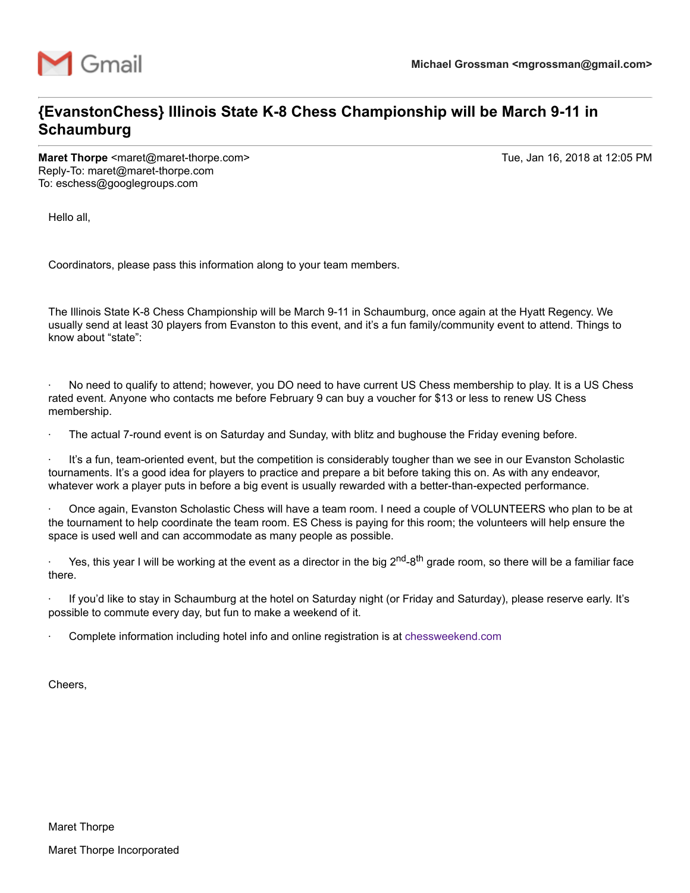Gmail

**Michael Grossman <mgrossman@gmail.com>**

# {EvanstonChess} Illinois State K-8 Chess Championship will be March 9-11 in Schaumburg

**Maret Thorpe** <maret@maret-thorpe.com>
Reply-To: maret@maret-thorpe.com
To: eschess@googlegroups.com

Tue, Jan 16, 2018 at 12:05 PM

Hello all,

Coordinators, please pass this information along to your team members.

The Illinois State K-8 Chess Championship will be March 9-11 in Schaumburg, once again at the Hyatt Regency. We usually send at least 30 players from Evanston to this event, and it's a fun family/community event to attend. Things to know about "state":

- No need to qualify to attend; however, you DO need to have current US Chess membership to play. It is a US Chess rated event. Anyone who contacts me before February 9 can buy a voucher for $13 or less to renew US Chess membership.
- The actual 7-round event is on Saturday and Sunday, with blitz and bughouse the Friday evening before.
- It's a fun, team-oriented event, but the competition is considerably tougher than we see in our Evanston Scholastic tournaments. It's a good idea for players to practice and prepare a bit before taking this on. As with any endeavor, whatever work a player puts in before a big event is usually rewarded with a better-than-expected performance.
- Once again, Evanston Scholastic Chess will have a team room. I need a couple of VOLUNTEERS who plan to be at the tournament to help coordinate the team room. ES Chess is paying for this room; the volunteers will help ensure the space is used well and can accommodate as many people as possible.
- Yes, this year I will be working at the event as a director in the big 2nd-8th grade room, so there will be a familiar face there.
- If you'd like to stay in Schaumburg at the hotel on Saturday night (or Friday and Saturday), please reserve early. It's possible to commute every day, but fun to make a weekend of it.
- Complete information including hotel info and online registration is at chessweekend.com

Cheers,

Maret Thorpe

Maret Thorpe Incorporated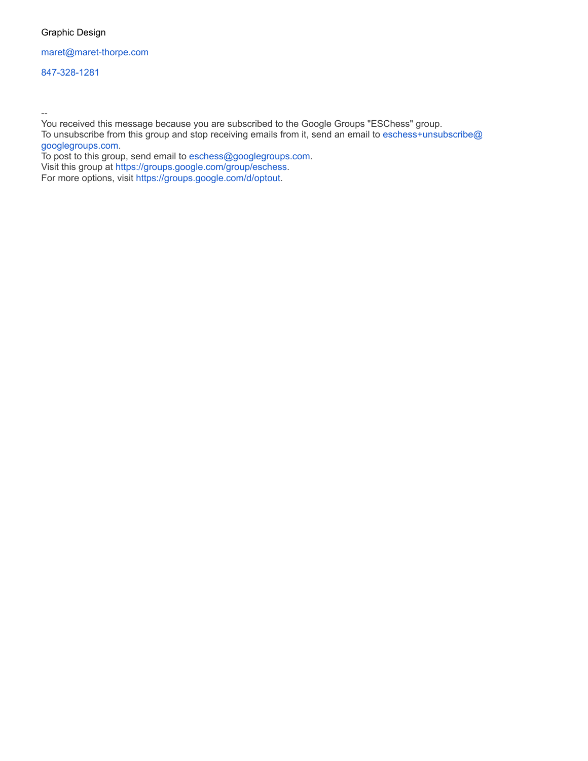Graphic Design

maret@maret-thorpe.com

847-328-1281

--
You received this message because you are subscribed to the Google Groups "ESChess" group.
To unsubscribe from this group and stop receiving emails from it, send an email to eschess+unsubscribe@googlegroups.com.
To post to this group, send email to eschess@googlegroups.com.
Visit this group at https://groups.google.com/group/eschess.
For more options, visit https://groups.google.com/d/optout.